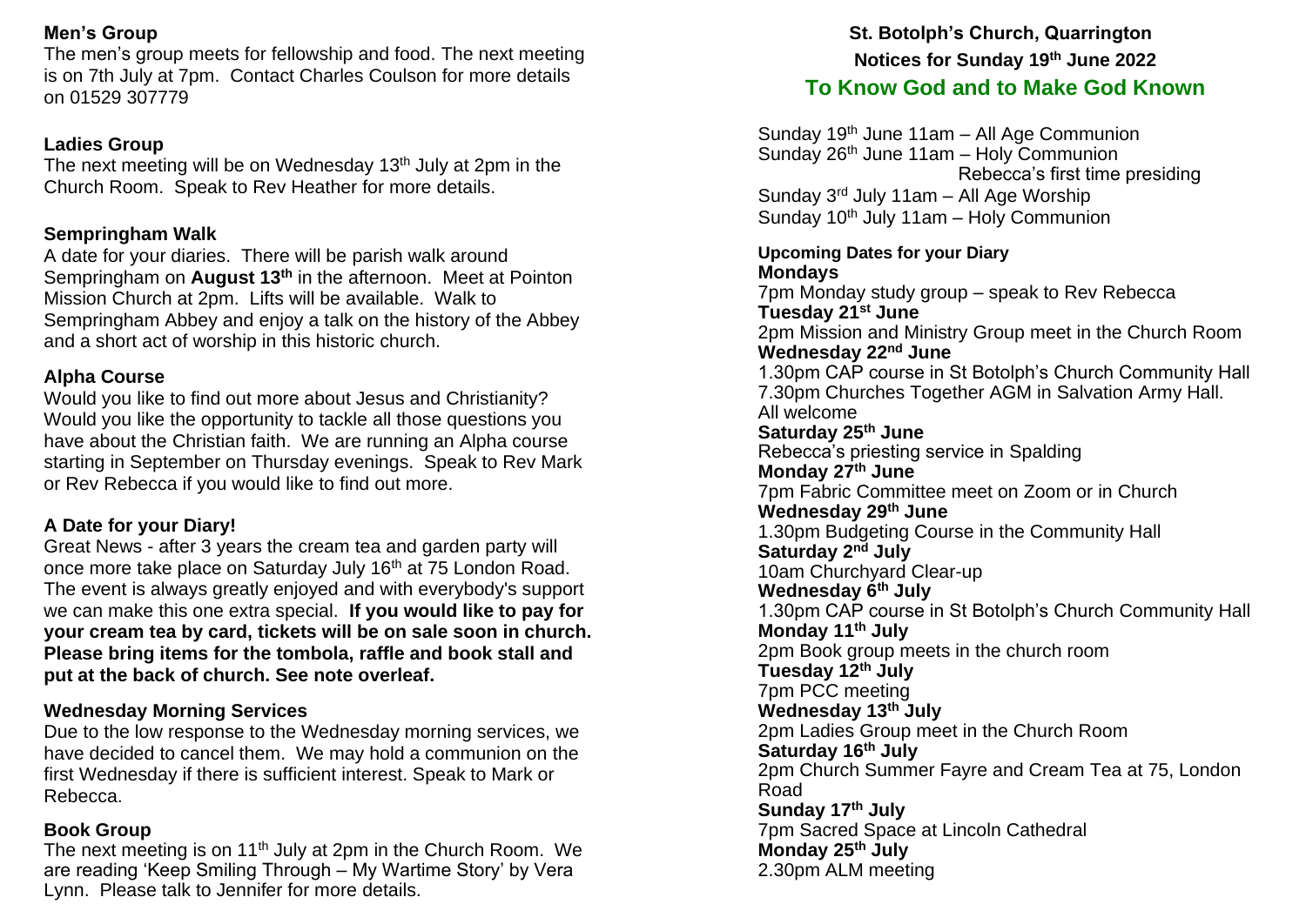## Men's Group

The men's group meets for fellowship and food. The next meeting is on 7th July at 7pm. Contact Charles Coulson for more details on 01529 307779

## Ladies Group

The next meeting will be on Wednesday 13th July at 2pm in the Church Room. Speak to Rev Heather for more details.

## Sempringham Walk

A date for your diaries. There will be parish walk around Sempringham on **August 13th** in the afternoon. Meet at Pointon Mission Church at 2pm. Lifts will be available. Walk to Sempringham Abbey and enjoy a talk on the history of the Abbey and a short act of worship in this historic church.

## Alpha Course

Would you like to find out more about Jesus and Christianity? Would you like the opportunity to tackle all those questions you have about the Christian faith. We are running an Alpha course starting in September on Thursday evenings. Speak to Rev Mark or Rev Rebecca if you would like to find out more.

## A Date for your Diary!

Great News - after 3 years the cream tea and garden party will once more take place on Saturday July 16th at 75 London Road. The event is always greatly enjoyed and with everybody's support we can make this one extra special. **If you would like to pay for your cream tea by card, tickets will be on sale soon in church. Please bring items for the tombola, raffle and book stall and put at the back of church. See note overleaf.**

## Wednesday Morning Services

Due to the low response to the Wednesday morning services, we have decided to cancel them. We may hold a communion on the first Wednesday if there is sufficient interest. Speak to Mark or Rebecca.

## Book Group

The next meeting is on 11th July at 2pm in the Church Room. We are reading 'Keep Smiling Through – My Wartime Story' by Vera Lynn. Please talk to Jennifer for more details.

# St. Botolph's Church, Quarrington

## Notices for Sunday 19th June 2022

## To Know God and to Make God Known

Sunday 19th June 11am – All Age Communion
Sunday 26th June 11am – Holy Communion
Rebecca's first time presiding
Sunday 3rd July 11am – All Age Worship
Sunday 10th July 11am – Holy Communion

### Upcoming Dates for your Diary

**Mondays**
7pm Monday study group – speak to Rev Rebecca

**Tuesday 21st June**
2pm Mission and Ministry Group meet in the Church Room

**Wednesday 22nd June**
1.30pm CAP course in St Botolph's Church Community Hall
7.30pm Churches Together AGM in Salvation Army Hall. All welcome

**Saturday 25th June**
Rebecca's priesting service in Spalding

**Monday 27th June**
7pm Fabric Committee meet on Zoom or in Church

**Wednesday 29th June**
1.30pm Budgeting Course in the Community Hall

**Saturday 2nd July**
10am Churchyard Clear-up

**Wednesday 6th July**
1.30pm CAP course in St Botolph's Church Community Hall

**Monday 11th July**
2pm Book group meets in the church room

**Tuesday 12th July**
7pm PCC meeting

**Wednesday 13th July**
2pm Ladies Group meet in the Church Room

**Saturday 16th July**
2pm Church Summer Fayre and Cream Tea at 75, London Road

**Sunday 17th July**
7pm Sacred Space at Lincoln Cathedral

**Monday 25th July**
2.30pm ALM meeting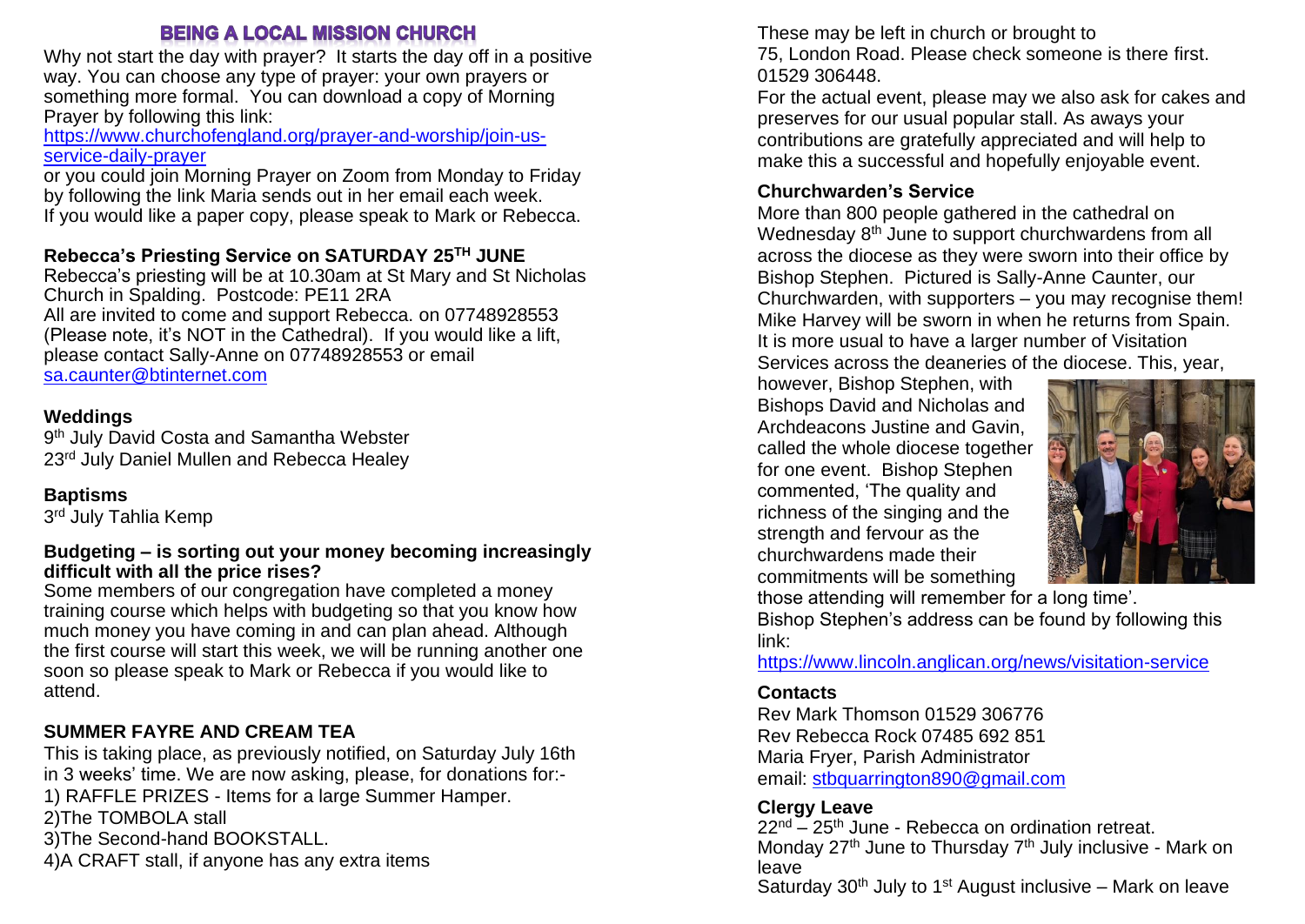## BEING A LOCAL MISSION CHURCH

Why not start the day with prayer? It starts the day off in a positive way. You can choose any type of prayer: your own prayers or something more formal. You can download a copy of Morning Prayer by following this link:
https://www.churchofengland.org/prayer-and-worship/join-us-service-daily-prayer
or you could join Morning Prayer on Zoom from Monday to Friday by following the link Maria sends out in her email each week.
If you would like a paper copy, please speak to Mark or Rebecca.

### Rebecca's Priesting Service on SATURDAY 25TH JUNE

Rebecca's priesting will be at 10.30am at St Mary and St Nicholas Church in Spalding. Postcode: PE11 2RA
All are invited to come and support Rebecca. on 07748928553 (Please note, it's NOT in the Cathedral). If you would like a lift, please contact Sally-Anne on 07748928553 or email sa.caunter@btinternet.com

### Weddings

9th July David Costa and Samantha Webster
23rd July Daniel Mullen and Rebecca Healey

### Baptisms

3rd July Tahlia Kemp

### Budgeting – is sorting out your money becoming increasingly difficult with all the price rises?

Some members of our congregation have completed a money training course which helps with budgeting so that you know how much money you have coming in and can plan ahead. Although the first course will start this week, we will be running another one soon so please speak to Mark or Rebecca if you would like to attend.

### SUMMER FAYRE AND CREAM TEA

This is taking place, as previously notified, on Saturday July 16th in 3 weeks' time. We are now asking, please, for donations for:-
1) RAFFLE PRIZES - Items for a large Summer Hamper.
2)The TOMBOLA stall
3)The Second-hand BOOKSTALL.
4)A CRAFT stall, if anyone has any extra items

These may be left in church or brought to
75, London Road. Please check someone is there first. 01529 306448.
For the actual event, please may we also ask for cakes and preserves for our usual popular stall. As aways your contributions are gratefully appreciated and will help to make this a successful and hopefully enjoyable event.

### Churchwarden's Service

More than 800 people gathered in the cathedral on Wednesday 8th June to support churchwardens from all across the diocese as they were sworn into their office by Bishop Stephen. Pictured is Sally-Anne Caunter, our Churchwarden, with supporters – you may recognise them! Mike Harvey will be sworn in when he returns from Spain. It is more usual to have a larger number of Visitation Services across the deaneries of the diocese. This, year, however, Bishop Stephen, with Bishops David and Nicholas and Archdeacons Justine and Gavin, called the whole diocese together for one event. Bishop Stephen commented, 'The quality and richness of the singing and the strength and fervour as the churchwardens made their commitments will be something those attending will remember for a long time'.
Bishop Stephen's address can be found by following this link:
https://www.lincoln.anglican.org/news/visitation-service

### Contacts

Rev Mark Thomson 01529 306776
Rev Rebecca Rock 07485 692 851
Maria Fryer, Parish Administrator
email: stbquarrington890@gmail.com

### Clergy Leave

22nd – 25th June - Rebecca on ordination retreat.
Monday 27th June to Thursday 7th July inclusive - Mark on leave
Saturday 30th July to 1st August inclusive – Mark on leave